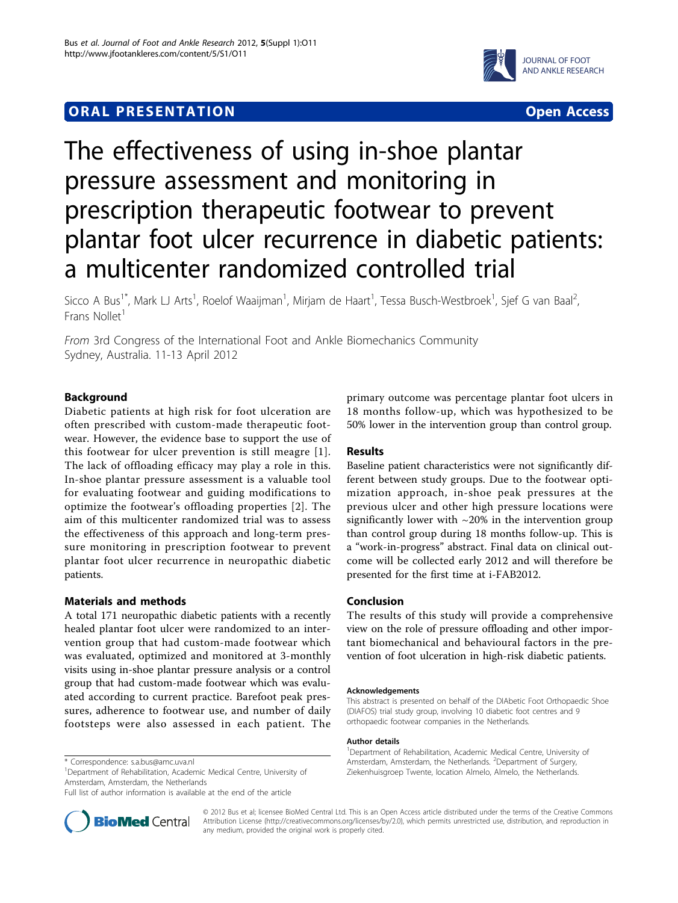ORAL PRESENTATION | Open Access

# The effectiveness of using in-shoe plantar pressure assessment and monitoring in prescription therapeutic footwear to prevent plantar foot ulcer recurrence in diabetic patients: a multicenter randomized controlled trial

Sicco A Bus[1*], Mark LJ Arts[1], Roelof Waaijman[1], Mirjam de Haart[1], Tessa Busch-Westbroek[1], Sjef G van Baal[2], Frans Nollet[1]

*From* 3rd Congress of the International Foot and Ankle Biomechanics Community
Sydney, Australia. 11-13 April 2012

## Background

Diabetic patients at high risk for foot ulceration are often prescribed with custom-made therapeutic footwear. However, the evidence base to support the use of this footwear for ulcer prevention is still meagre [1]. The lack of offloading efficacy may play a role in this. In-shoe plantar pressure assessment is a valuable tool for evaluating footwear and guiding modifications to optimize the footwear's offloading properties [2]. The aim of this multicenter randomized trial was to assess the effectiveness of this approach and long-term pressure monitoring in prescription footwear to prevent plantar foot ulcer recurrence in neuropathic diabetic patients.

## Materials and methods

A total 171 neuropathic diabetic patients with a recently healed plantar foot ulcer were randomized to an intervention group that had custom-made footwear which was evaluated, optimized and monitored at 3-monthly visits using in-shoe plantar pressure analysis or a control group that had custom-made footwear which was evaluated according to current practice. Barefoot peak pressures, adherence to footwear use, and number of daily footsteps were also assessed in each patient. The primary outcome was percentage plantar foot ulcers in 18 months follow-up, which was hypothesized to be 50% lower in the intervention group than control group.

## Results

Baseline patient characteristics were not significantly different between study groups. Due to the footwear optimization approach, in-shoe peak pressures at the previous ulcer and other high pressure locations were significantly lower with ~20% in the intervention group than control group during 18 months follow-up. This is a "work-in-progress" abstract. Final data on clinical outcome will be collected early 2012 and will therefore be presented for the first time at i-FAB2012.

## Conclusion

The results of this study will provide a comprehensive view on the role of pressure offloading and other important biomechanical and behavioural factors in the prevention of foot ulceration in high-risk diabetic patients.

### Acknowledgements

This abstract is presented on behalf of the DIAbetic Foot Orthopaedic Shoe (DIAFOS) trial study group, involving 10 diabetic foot centres and 9 orthopaedic footwear companies in the Netherlands.

### Author details

[1]Department of Rehabilitation, Academic Medical Centre, University of Amsterdam, Amsterdam, the Netherlands. [2]Department of Surgery, Ziekenhuisgroep Twente, location Almelo, Almelo, the Netherlands.

\* Correspondence: s.a.bus@amc.uva.nl
[1]Department of Rehabilitation, Academic Medical Centre, University of Amsterdam, Amsterdam, the Netherlands
Full list of author information is available at the end of the article

© 2012 Bus et al; licensee BioMed Central Ltd. This is an Open Access article distributed under the terms of the Creative Commons Attribution License (http://creativecommons.org/licenses/by/2.0), which permits unrestricted use, distribution, and reproduction in any medium, provided the original work is properly cited.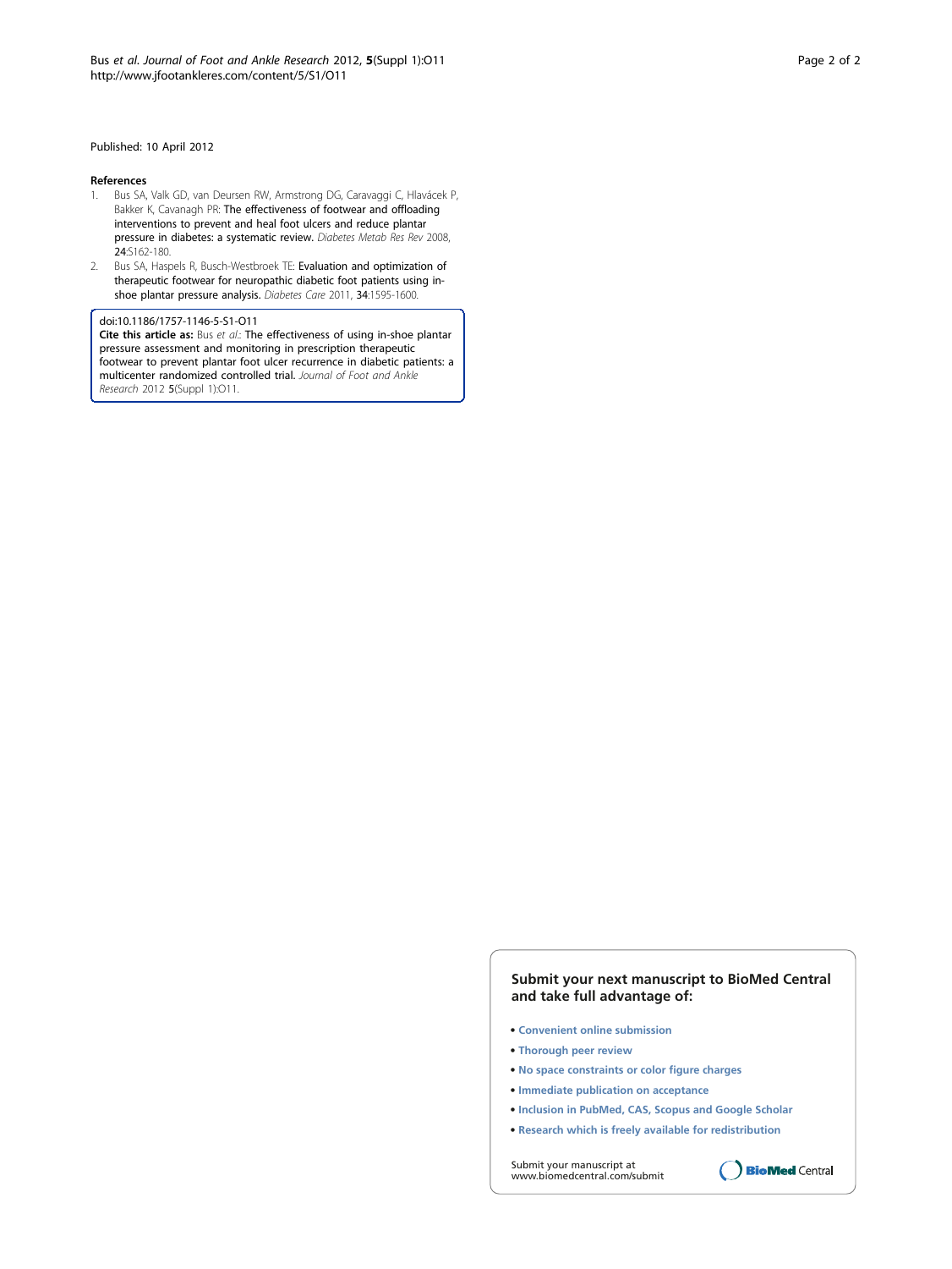Published: 10 April 2012

**References**

1. Bus SA, Valk GD, van Deursen RW, Armstrong DG, Caravaggi C, Hlavácek P, Bakker K, Cavanagh PR: **The effectiveness of footwear and offloading interventions to prevent and heal foot ulcers and reduce plantar pressure in diabetes: a systematic review.** *Diabetes Metab Res Rev* 2008, **24**:S162-180.
2. Bus SA, Haspels R, Busch-Westbroek TE: **Evaluation and optimization of therapeutic footwear for neuropathic diabetic foot patients using in-shoe plantar pressure analysis.** *Diabetes Care* 2011, **34**:1595-1600.

doi:10.1186/1757-1146-5-S1-O11

**Cite this article as:** Bus *et al.*: **The effectiveness of using in-shoe plantar pressure assessment and monitoring in prescription therapeutic footwear to prevent plantar foot ulcer recurrence in diabetic patients: a multicenter randomized controlled trial.** *Journal of Foot and Ankle Research* 2012 **5**(Suppl 1):O11.

**Submit your next manuscript to BioMed Central and take full advantage of:**

- **Convenient online submission**
- **Thorough peer review**
- **No space constraints or color figure charges**
- **Immediate publication on acceptance**
- **Inclusion in PubMed, CAS, Scopus and Google Scholar**
- **Research which is freely available for redistribution**

Submit your manuscript at
www.biomedcentral.com/submit

BioMed Central